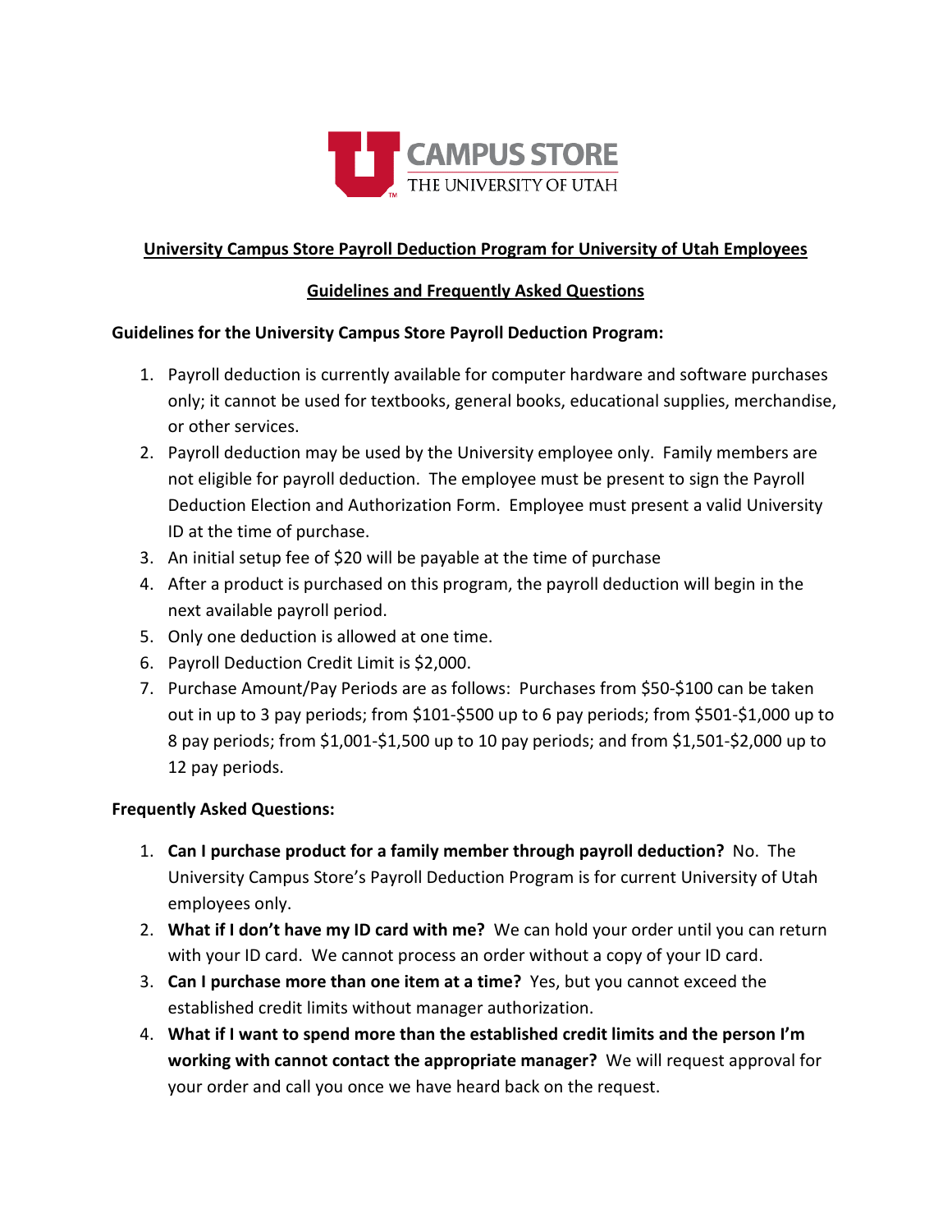CAMPUS STORE
THE UNIVERSITY OF UTAH

# University Campus Store Payroll Deduction Program for University of Utah Employees

## Guidelines and Frequently Asked Questions

**Guidelines for the University Campus Store Payroll Deduction Program:**

1. Payroll deduction is currently available for computer hardware and software purchases only; it cannot be used for textbooks, general books, educational supplies, merchandise, or other services.
2. Payroll deduction may be used by the University employee only. Family members are not eligible for payroll deduction. The employee must be present to sign the Payroll Deduction Election and Authorization Form. Employee must present a valid University ID at the time of purchase.
3. An initial setup fee of $20 will be payable at the time of purchase
4. After a product is purchased on this program, the payroll deduction will begin in the next available payroll period.
5. Only one deduction is allowed at one time.
6. Payroll Deduction Credit Limit is $2,000.
7. Purchase Amount/Pay Periods are as follows: Purchases from $50-$100 can be taken out in up to 3 pay periods; from $101-$500 up to 6 pay periods; from $501-$1,000 up to 8 pay periods; from $1,001-$1,500 up to 10 pay periods; and from $1,501-$2,000 up to 12 pay periods.

**Frequently Asked Questions:**

1. **Can I purchase product for a family member through payroll deduction?** No. The University Campus Store's Payroll Deduction Program is for current University of Utah employees only.
2. **What if I don't have my ID card with me?** We can hold your order until you can return with your ID card. We cannot process an order without a copy of your ID card.
3. **Can I purchase more than one item at a time?** Yes, but you cannot exceed the established credit limits without manager authorization.
4. **What if I want to spend more than the established credit limits and the person I'm working with cannot contact the appropriate manager?** We will request approval for your order and call you once we have heard back on the request.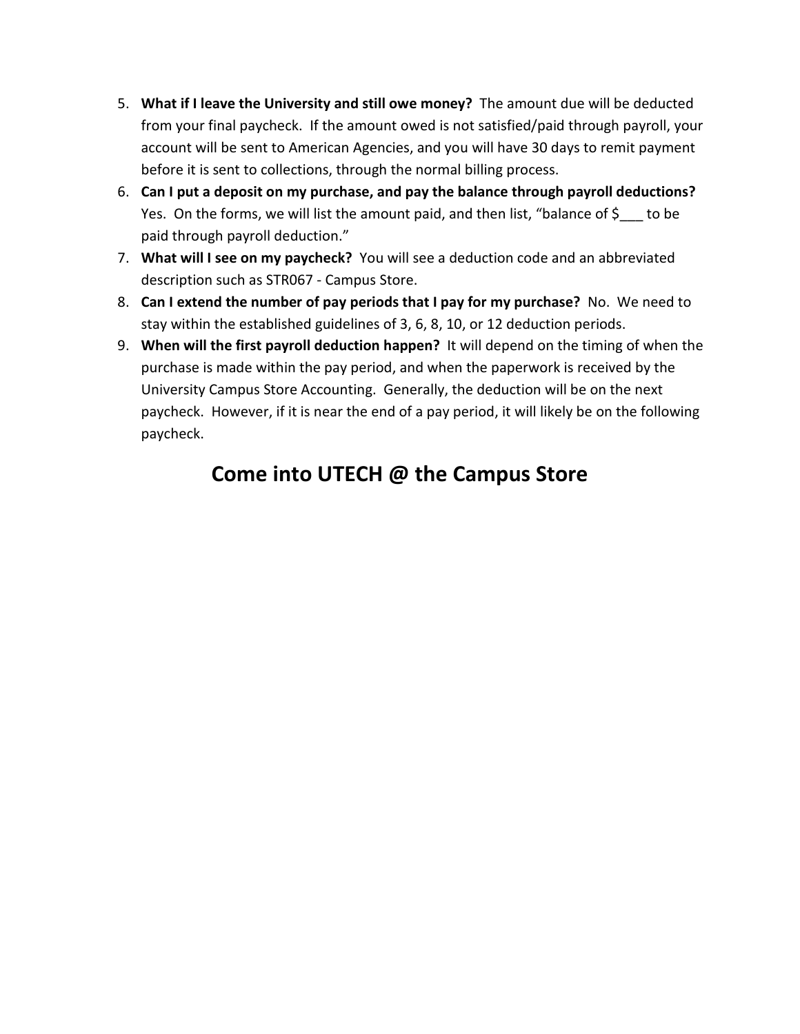5. **What if I leave the University and still owe money?** The amount due will be deducted from your final paycheck. If the amount owed is not satisfied/paid through payroll, your account will be sent to American Agencies, and you will have 30 days to remit payment before it is sent to collections, through the normal billing process.
6. **Can I put a deposit on my purchase, and pay the balance through payroll deductions?** Yes. On the forms, we will list the amount paid, and then list, "balance of $___ to be paid through payroll deduction."
7. **What will I see on my paycheck?** You will see a deduction code and an abbreviated description such as STR067 - Campus Store.
8. **Can I extend the number of pay periods that I pay for my purchase?** No. We need to stay within the established guidelines of 3, 6, 8, 10, or 12 deduction periods.
9. **When will the first payroll deduction happen?** It will depend on the timing of when the purchase is made within the pay period, and when the paperwork is received by the University Campus Store Accounting. Generally, the deduction will be on the next paycheck. However, if it is near the end of a pay period, it will likely be on the following paycheck.

## Come into UTECH @ the Campus Store